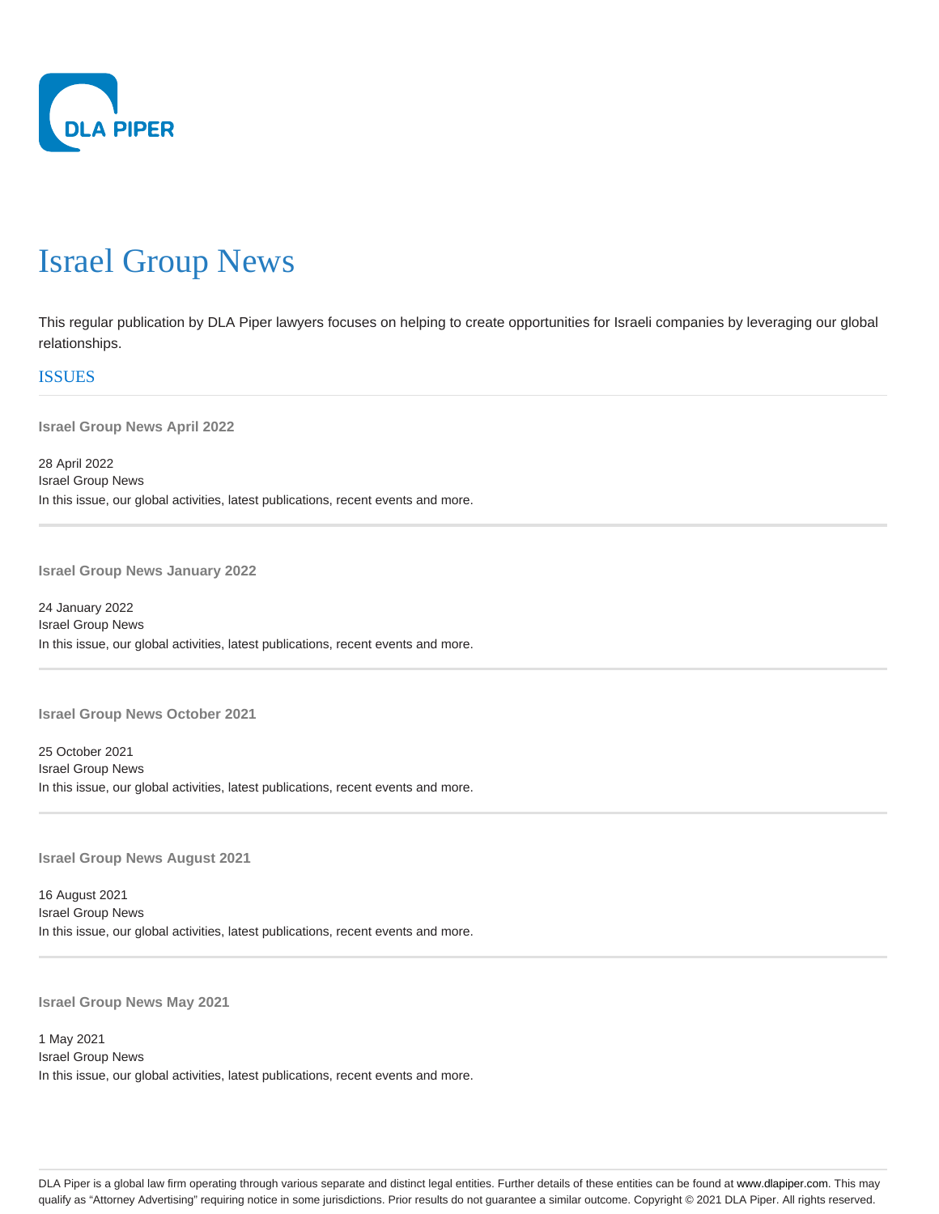DLA PIPER

# Israel Group News

This regular publication by DLA Piper lawyers focuses on helping to create opportunities for Israeli companies by leveraging our global relationships.

## ISSUES

### Israel Group News April 2022

28 April 2022
Israel Group News
In this issue, our global activities, latest publications, recent events and more.

### Israel Group News January 2022

24 January 2022
Israel Group News
In this issue, our global activities, latest publications, recent events and more.

### Israel Group News October 2021

25 October 2021
Israel Group News
In this issue, our global activities, latest publications, recent events and more.

### Israel Group News August 2021

16 August 2021
Israel Group News
In this issue, our global activities, latest publications, recent events and more.

### Israel Group News May 2021

1 May 2021
Israel Group News
In this issue, our global activities, latest publications, recent events and more.

DLA Piper is a global law firm operating through various separate and distinct legal entities. Further details of these entities can be found at www.dlapiper.com. This may qualify as "Attorney Advertising" requiring notice in some jurisdictions. Prior results do not guarantee a similar outcome. Copyright © 2021 DLA Piper. All rights reserved.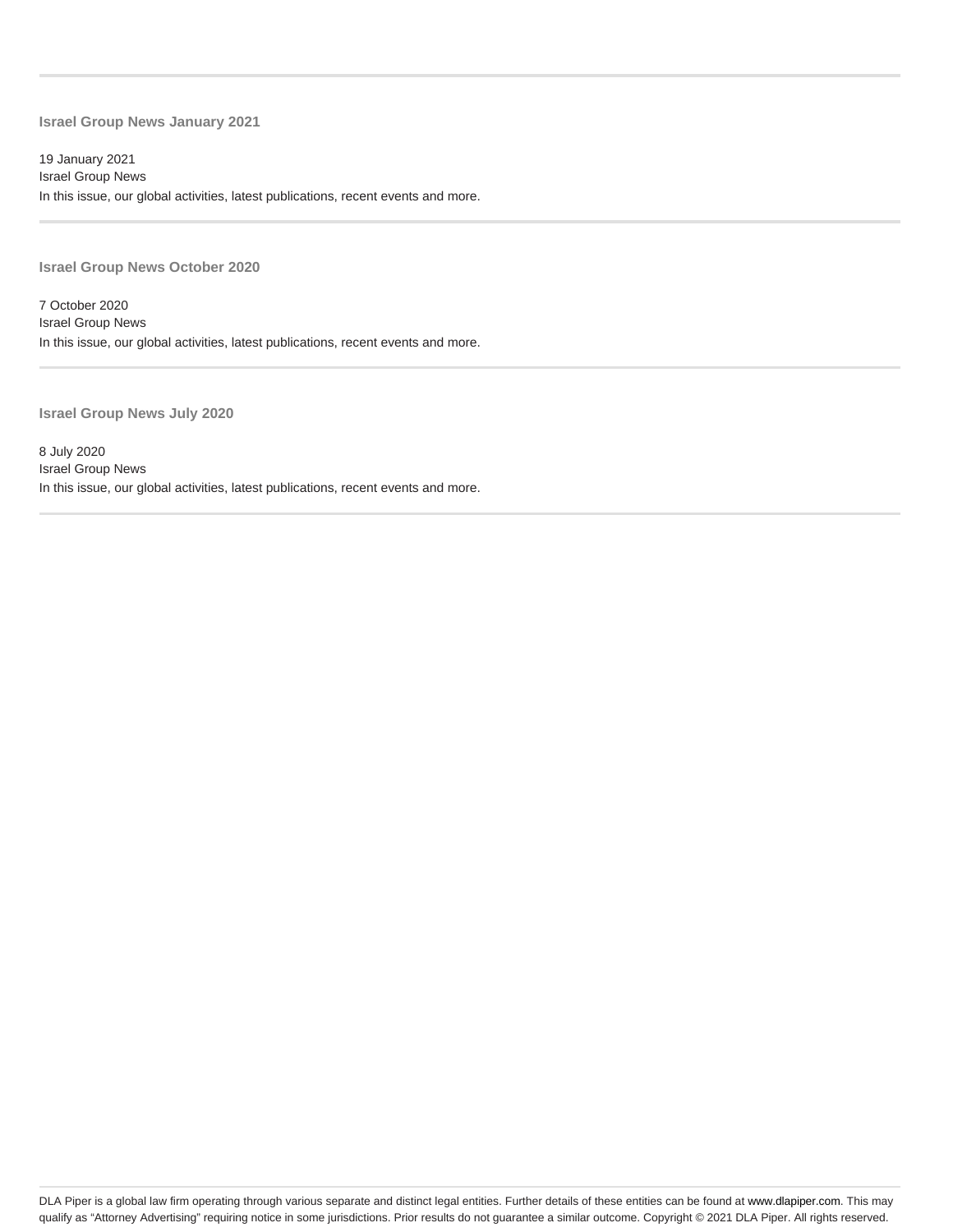**Israel Group News January 2021**

19 January 2021
Israel Group News
In this issue, our global activities, latest publications, recent events and more.

**Israel Group News October 2020**

7 October 2020
Israel Group News
In this issue, our global activities, latest publications, recent events and more.

**Israel Group News July 2020**

8 July 2020
Israel Group News
In this issue, our global activities, latest publications, recent events and more.

DLA Piper is a global law firm operating through various separate and distinct legal entities. Further details of these entities can be found at www.dlapiper.com. This may qualify as "Attorney Advertising" requiring notice in some jurisdictions. Prior results do not guarantee a similar outcome. Copyright © 2021 DLA Piper. All rights reserved.